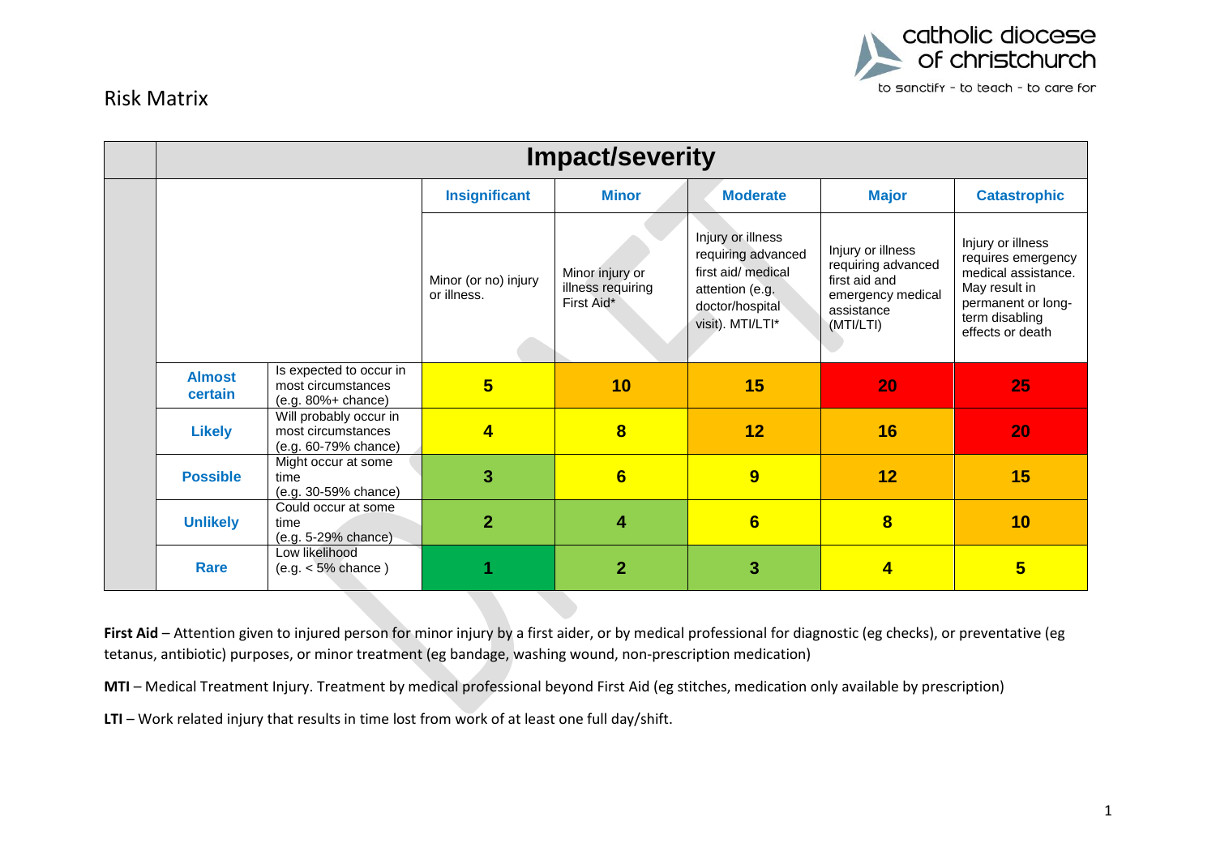# Risk Matrix

| | | Impact/severity | | | | |
|---|---|---|---|---|---|---|
| | | **Insignificant** | **Minor** | **Moderate** | **Major** | **Catastrophic** |
| | | Minor (or no) injury or illness. | Minor injury or illness requiring First Aid* | Injury or illness requiring advanced first aid/ medical attention (e.g. doctor/hospital visit). MTI/LTI* | Injury or illness requiring advanced first aid and emergency medical assistance (MTI/LTI) | Injury or illness requires emergency medical assistance. May result in permanent or long-term disabling effects or death |
| **Almost certain** | Is expected to occur in most circumstances (e.g. 80%+ chance) | **5** | **10** | **15** | **20** | **25** |
| **Likely** | Will probably occur in most circumstances (e.g. 60-79% chance) | **4** | **8** | **12** | **16** | **20** |
| **Possible** | Might occur at some time (e.g. 30-59% chance) | **3** | **6** | **9** | **12** | **15** |
| **Unlikely** | Could occur at some time (e.g. 5-29% chance) | **2** | **4** | **6** | **8** | **10** |
| **Rare** | Low likelihood (e.g. < 5% chance ) | **1** | **2** | **3** | **4** | **5** |

**First Aid** – Attention given to injured person for minor injury by a first aider, or by medical professional for diagnostic (eg checks), or preventative (eg tetanus, antibiotic) purposes, or minor treatment (eg bandage, washing wound, non-prescription medication)

**MTI** – Medical Treatment Injury. Treatment by medical professional beyond First Aid (eg stitches, medication only available by prescription)

**LTI** – Work related injury that results in time lost from work of at least one full day/shift.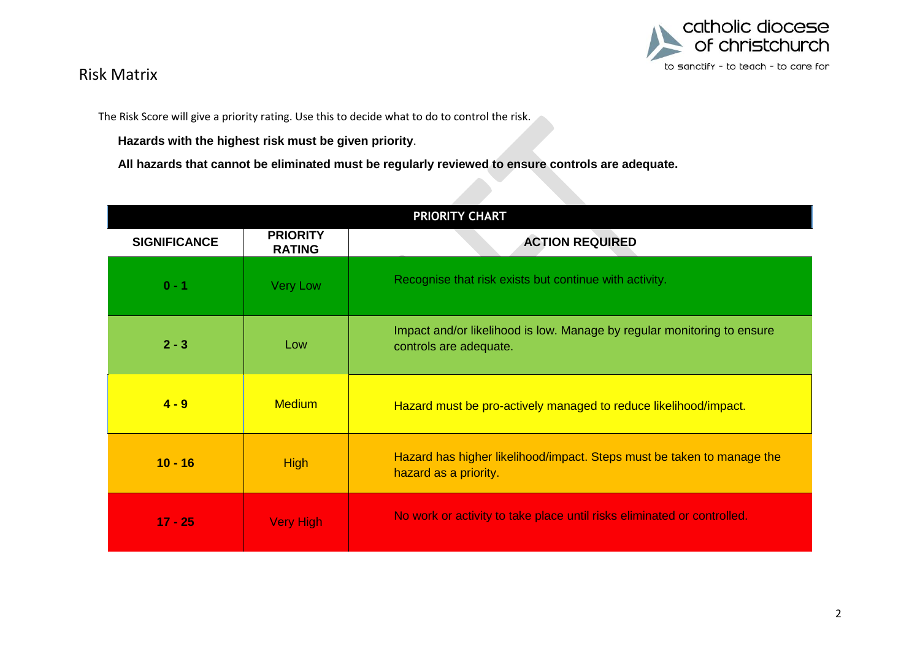## Risk Matrix

The Risk Score will give a priority rating. Use this to decide what to do to control the risk.

**Hazards with the highest risk must be given priority**.

**All hazards that cannot be eliminated must be regularly reviewed to ensure controls are adequate.**

| PRIORITY CHART | | |
|---|---|---|
| **SIGNIFICANCE** | **PRIORITY RATING** | **ACTION REQUIRED** |
| **0 - 1** | Very Low | Recognise that risk exists but continue with activity. |
| **2 - 3** | Low | Impact and/or likelihood is low. Manage by regular monitoring to ensure controls are adequate. |
| **4 - 9** | Medium | Hazard must be pro-actively managed to reduce likelihood/impact. |
| **10 - 16** | High | Hazard has higher likelihood/impact. Steps must be taken to manage the hazard as a priority. |
| **17 - 25** | Very High | No work or activity to take place until risks eliminated or controlled. |